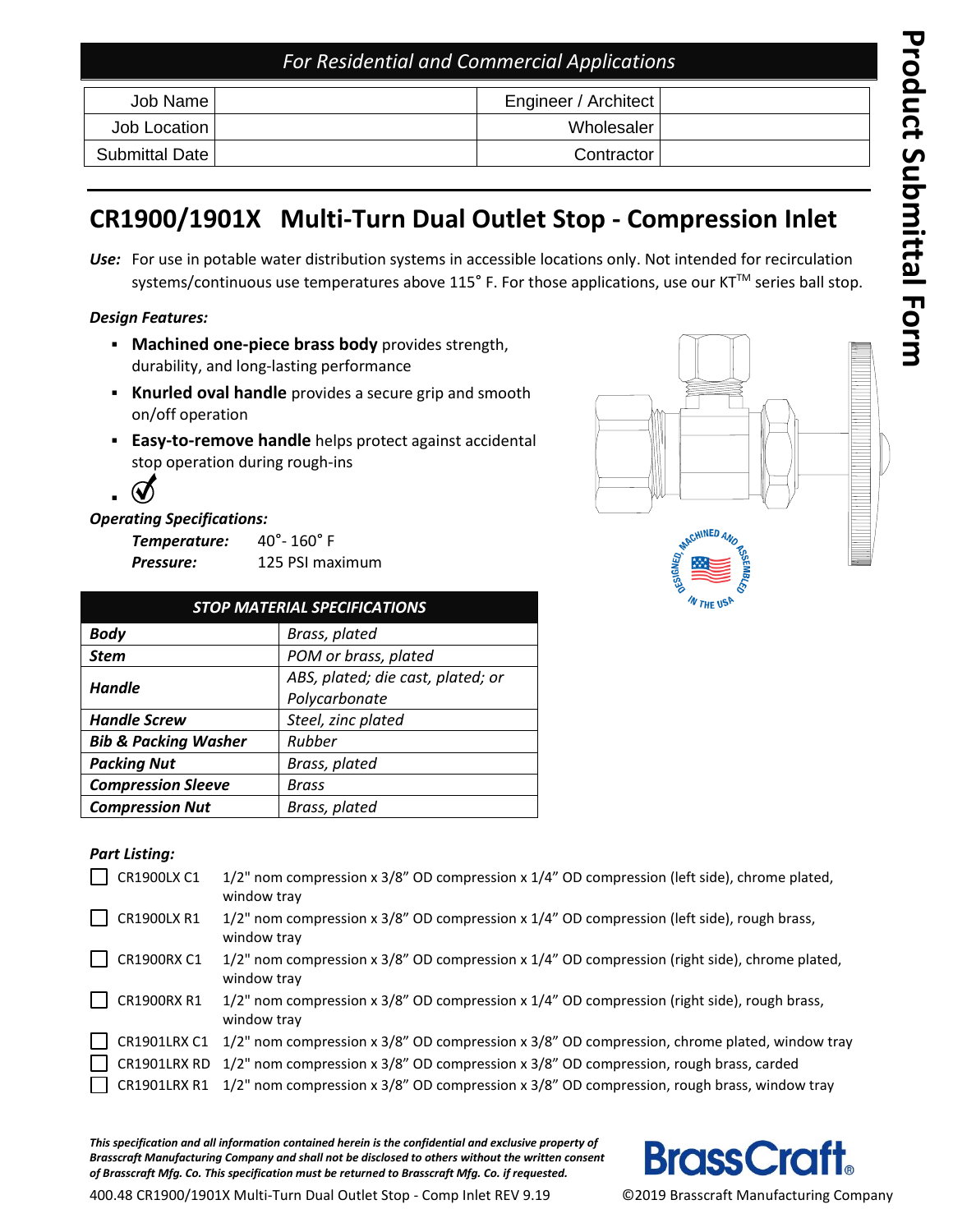*For Residential and Commercial Applications*

| Job Name | | Engineer / Architect | |
|---|---|---|---|
| Job Location | | Wholesaler | |
| Submittal Date | | Contractor | |

# CR1900/1901X   Multi-Turn Dual Outlet Stop - Compression Inlet

***Use:*** For use in potable water distribution systems in accessible locations only. Not intended for recirculation systems/continuous use temperatures above 115˚ F. For those applications, use our KT™ series ball stop.

***Design Features:***

- **Machined one-piece brass body** provides strength, durability, and long-lasting performance
- **Knurled oval handle** provides a secure grip and smooth on/off operation
- **Easy-to-remove handle** helps protect against accidental stop operation during rough-ins
- 

***Operating Specifications:***

***Temperature:*** 40˚- 160˚ F
***Pressure:*** 125 PSI maximum

DESIGNED, MACHINED AND ASSEMBLED IN THE USA

| *STOP MATERIAL SPECIFICATIONS* | |
|---|---|
| ***Body*** | *Brass, plated* |
| ***Stem*** | *POM or brass, plated* |
| ***Handle*** | *ABS, plated; die cast, plated; or Polycarbonate* |
| ***Handle Screw*** | *Steel, zinc plated* |
| ***Bib & Packing Washer*** | *Rubber* |
| ***Packing Nut*** | *Brass, plated* |
| ***Compression Sleeve*** | *Brass* |
| ***Compression Nut*** | *Brass, plated* |

***Part Listing:***

- ☐ CR1900LX C1 — 1/2" nom compression x 3/8" OD compression x 1/4" OD compression (left side), chrome plated, window tray
- ☐ CR1900LX R1 — 1/2" nom compression x 3/8" OD compression x 1/4" OD compression (left side), rough brass, window tray
- ☐ CR1900RX C1 — 1/2" nom compression x 3/8" OD compression x 1/4" OD compression (right side), chrome plated, window tray
- ☐ CR1900RX R1 — 1/2" nom compression x 3/8" OD compression x 1/4" OD compression (right side), rough brass, window tray
- ☐ CR1901LRX C1 — 1/2" nom compression x 3/8" OD compression x 3/8" OD compression, chrome plated, window tray
- ☐ CR1901LRX RD — 1/2" nom compression x 3/8" OD compression x 3/8" OD compression, rough brass, carded
- ☐ CR1901LRX R1 — 1/2" nom compression x 3/8" OD compression x 3/8" OD compression, rough brass, window tray

***This specification and all information contained herein is the confidential and exclusive property of Brasscraft Manufacturing Company and shall not be disclosed to others without the written consent of Brasscraft Mfg. Co. This specification must be returned to Brasscraft Mfg. Co. if requested.***

400.48 CR1900/1901X Multi-Turn Dual Outlet Stop - Comp Inlet REV 9.19

BrassCraft®

©2019 Brasscraft Manufacturing Company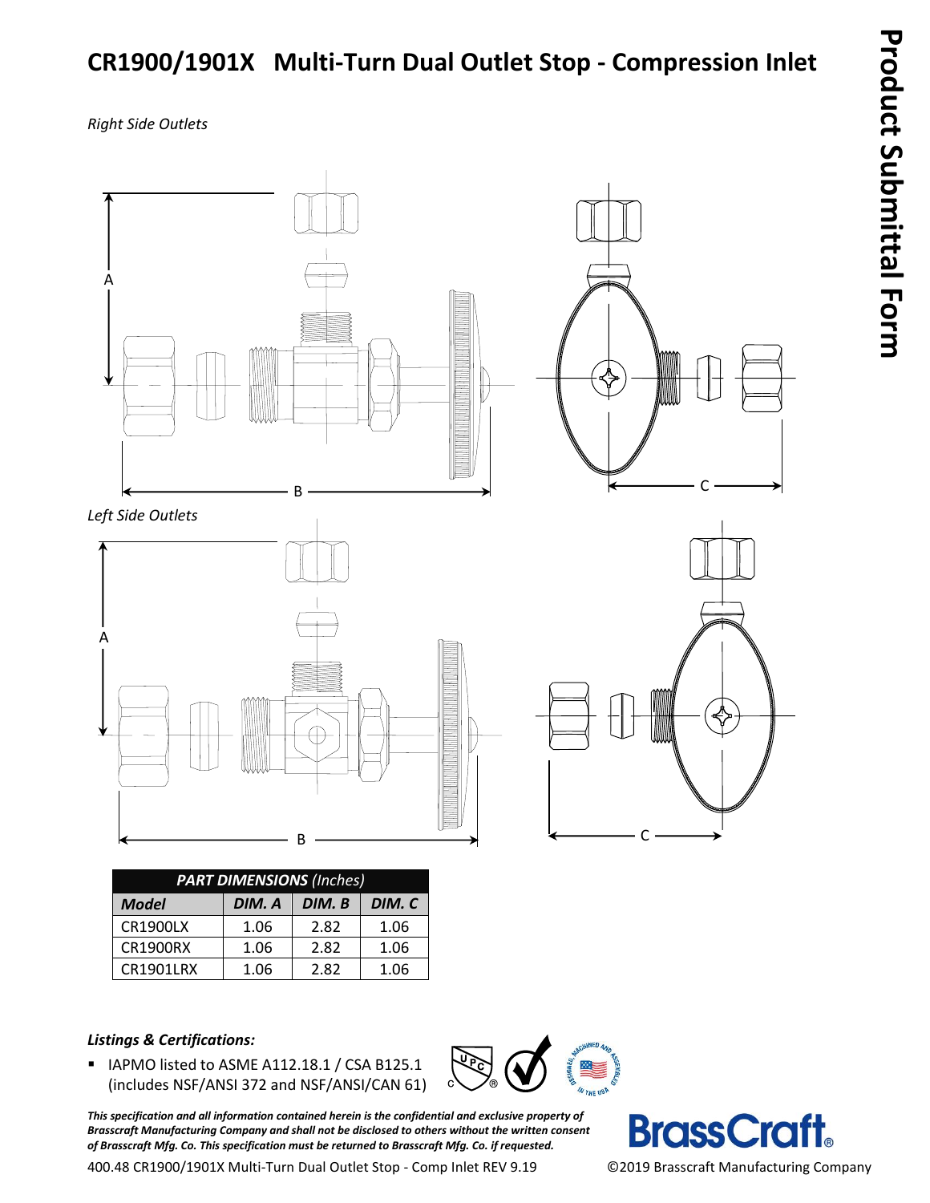# CR1900/1901X Multi-Turn Dual Outlet Stop - Compression Inlet

*Right Side Outlets*

A

B

C

*Left Side Outlets*

A

B

C

| ***PART DIMENSIONS*** *(Inches)* | | | |
|---|---|---|---|
| ***Model*** | ***DIM. A*** | ***DIM. B*** | ***DIM. C*** |
| CR1900LX | 1.06 | 2.82 | 1.06 |
| CR1900RX | 1.06 | 2.82 | 1.06 |
| CR1901LRX | 1.06 | 2.82 | 1.06 |

***Listings & Certifications:***

- IAPMO listed to ASME A112.18.1 / CSA B125.1 (includes NSF/ANSI 372 and NSF/ANSI/CAN 61)

***This specification and all information contained herein is the confidential and exclusive property of Brasscraft Manufacturing Company and shall not be disclosed to others without the written consent of Brasscraft Mfg. Co. This specification must be returned to Brasscraft Mfg. Co. if requested.***

400.48 CR1900/1901X Multi-Turn Dual Outlet Stop - Comp Inlet REV 9.19

©2019 Brasscraft Manufacturing Company